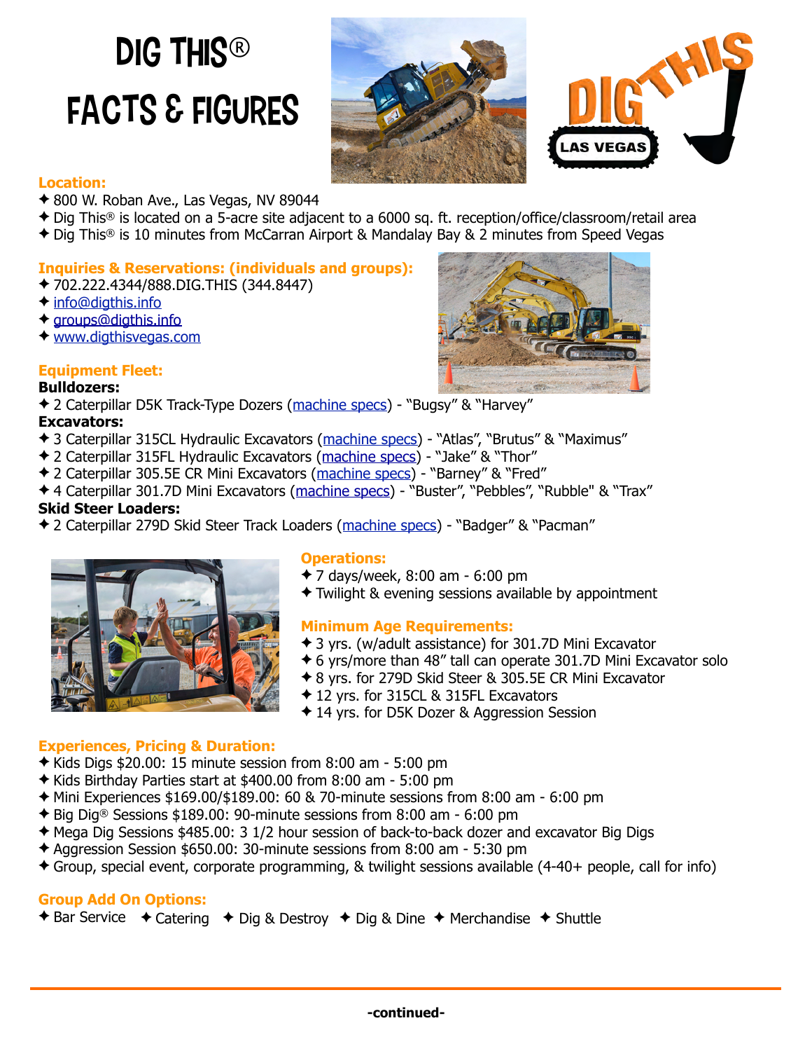# DIG THIS® FACTS & FIGURES

### Location:

- 800 W. Roban Ave., Las Vegas, NV 89044
- Dig This® is located on a 5-acre site adjacent to a 6000 sq. ft. reception/office/classroom/retail area
- Dig This® is 10 minutes from McCarran Airport & Mandalay Bay & 2 minutes from Speed Vegas

### Inquiries & Reservations: (individuals and groups):

- 702.222.4344/888.DIG.THIS (344.8447)
- info@digthis.info
- groups@digthis.info
- www.digthisvegas.com

### Equipment Fleet:

**Bulldozers:**

- 2 Caterpillar D5K Track-Type Dozers (machine specs) - "Bugsy" & "Harvey"

**Excavators:**

- 3 Caterpillar 315CL Hydraulic Excavators (machine specs) - "Atlas", "Brutus" & "Maximus"
- 2 Caterpillar 315FL Hydraulic Excavators (machine specs) - "Jake" & "Thor"
- 2 Caterpillar 305.5E CR Mini Excavators (machine specs) - "Barney" & "Fred"
- 4 Caterpillar 301.7D Mini Excavators (machine specs) - "Buster", "Pebbles", "Rubble" & "Trax"

**Skid Steer Loaders:**

- 2 Caterpillar 279D Skid Steer Track Loaders (machine specs) - "Badger" & "Pacman"

### Operations:

- 7 days/week, 8:00 am - 6:00 pm
- Twilight & evening sessions available by appointment

### Minimum Age Requirements:

- 3 yrs. (w/adult assistance) for 301.7D Mini Excavator
- 6 yrs/more than 48" tall can operate 301.7D Mini Excavator solo
- 8 yrs. for 279D Skid Steer & 305.5E CR Mini Excavator
- 12 yrs. for 315CL & 315FL Excavators
- 14 yrs. for D5K Dozer & Aggression Session

### Experiences, Pricing & Duration:

- Kids Digs $20.00: 15 minute session from 8:00 am - 5:00 pm
- Kids Birthday Parties start at $400.00 from 8:00 am - 5:00 pm
- Mini Experiences $169.00/$189.00: 60 & 70-minute sessions from 8:00 am - 6:00 pm
- Big Dig® Sessions $189.00: 90-minute sessions from 8:00 am - 6:00 pm
- Mega Dig Sessions $485.00: 3 1/2 hour session of back-to-back dozer and excavator Big Digs
- Aggression Session $650.00: 30-minute sessions from 8:00 am - 5:30 pm
- Group, special event, corporate programming, & twilight sessions available (4-40+ people, call for info)

### Group Add On Options:

- Bar Service
- Catering
- Dig & Destroy
- Dig & Dine
- Merchandise
- Shuttle

**-continued-**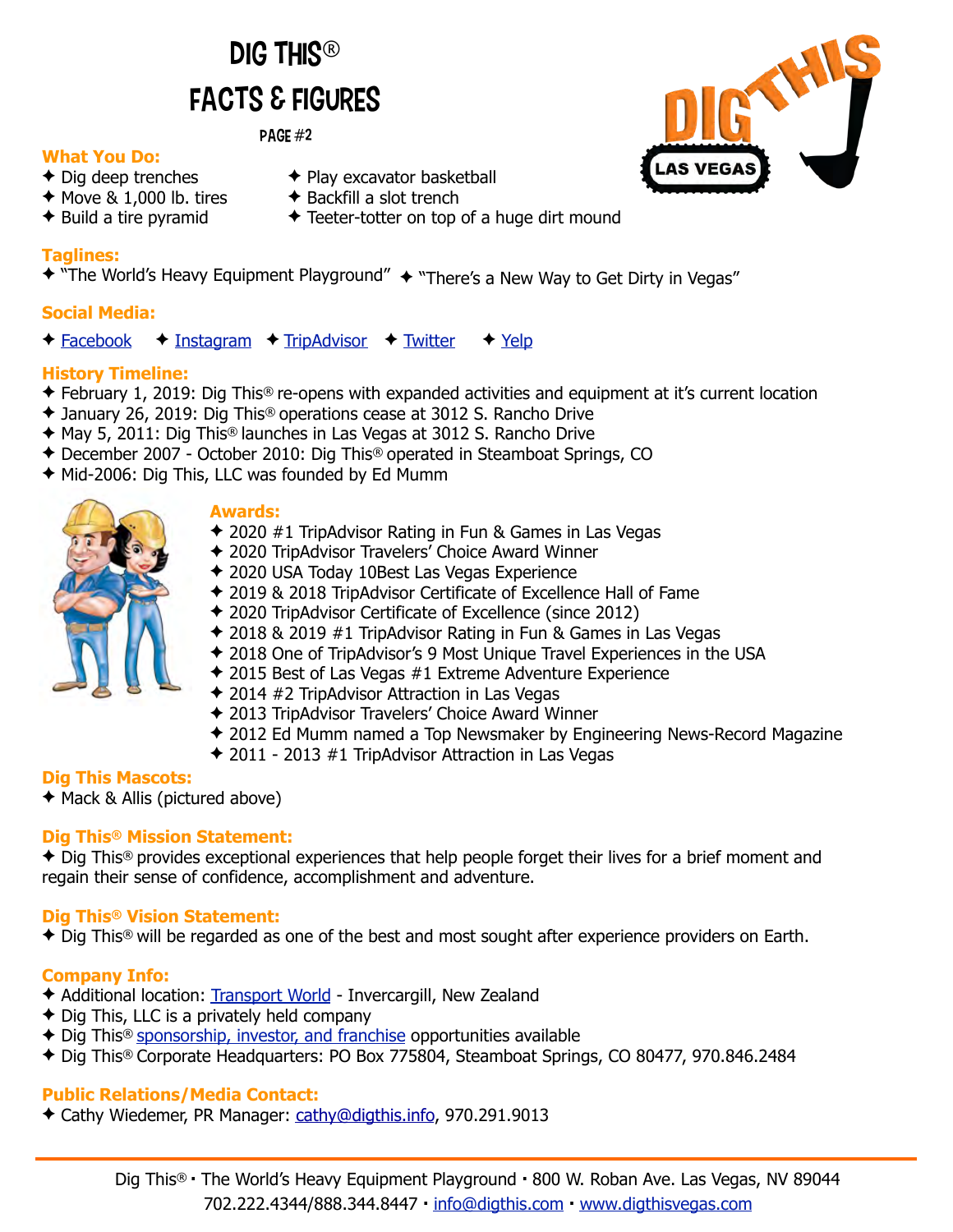# DIG THIS®
# FACTS & FIGURES

PAGE #2

**What You Do:**

- ✦ Dig deep trenches
- ✦ Move & 1,000 lb. tires
- ✦ Build a tire pyramid
- ✦ Play excavator basketball
- ✦ Backfill a slot trench
- ✦ Teeter-totter on top of a huge dirt mound

**Taglines:**

✦ "The World's Heavy Equipment Playground" ✦ "There's a New Way to Get Dirty in Vegas"

**Social Media:**

✦ Facebook ✦ Instagram ✦ TripAdvisor ✦ Twitter ✦ Yelp

**History Timeline:**

- ✦ February 1, 2019: Dig This® re-opens with expanded activities and equipment at it's current location
- ✦ January 26, 2019: Dig This® operations cease at 3012 S. Rancho Drive
- ✦ May 5, 2011: Dig This® launches in Las Vegas at 3012 S. Rancho Drive
- ✦ December 2007 - October 2010: Dig This® operated in Steamboat Springs, CO
- ✦ Mid-2006: Dig This, LLC was founded by Ed Mumm

**Awards:**

- ✦ 2020 #1 TripAdvisor Rating in Fun & Games in Las Vegas
- ✦ 2020 TripAdvisor Travelers' Choice Award Winner
- ✦ 2020 USA Today 10Best Las Vegas Experience
- ✦ 2019 & 2018 TripAdvisor Certificate of Excellence Hall of Fame
- ✦ 2020 TripAdvisor Certificate of Excellence (since 2012)
- ✦ 2018 & 2019 #1 TripAdvisor Rating in Fun & Games in Las Vegas
- ✦ 2018 One of TripAdvisor's 9 Most Unique Travel Experiences in the USA
- ✦ 2015 Best of Las Vegas #1 Extreme Adventure Experience
- ✦ 2014 #2 TripAdvisor Attraction in Las Vegas
- ✦ 2013 TripAdvisor Travelers' Choice Award Winner
- ✦ 2012 Ed Mumm named a Top Newsmaker by Engineering News-Record Magazine
- ✦ 2011 - 2013 #1 TripAdvisor Attraction in Las Vegas

**Dig This Mascots:**

✦ Mack & Allis (pictured above)

**Dig This® Mission Statement:**

✦ Dig This® provides exceptional experiences that help people forget their lives for a brief moment and regain their sense of confidence, accomplishment and adventure.

**Dig This® Vision Statement:**

✦ Dig This® will be regarded as one of the best and most sought after experience providers on Earth.

**Company Info:**

- ✦ Additional location: Transport World - Invercargill, New Zealand
- ✦ Dig This, LLC is a privately held company
- ✦ Dig This® sponsorship, investor, and franchise opportunities available
- ✦ Dig This® Corporate Headquarters: PO Box 775804, Steamboat Springs, CO 80477, 970.846.2484

**Public Relations/Media Contact:**

✦ Cathy Wiedemer, PR Manager: cathy@digthis.info, 970.291.9013

Dig This® · The World's Heavy Equipment Playground · 800 W. Roban Ave. Las Vegas, NV 89044
702.222.4344/888.344.8447 · info@digthis.com · www.digthisvegas.com